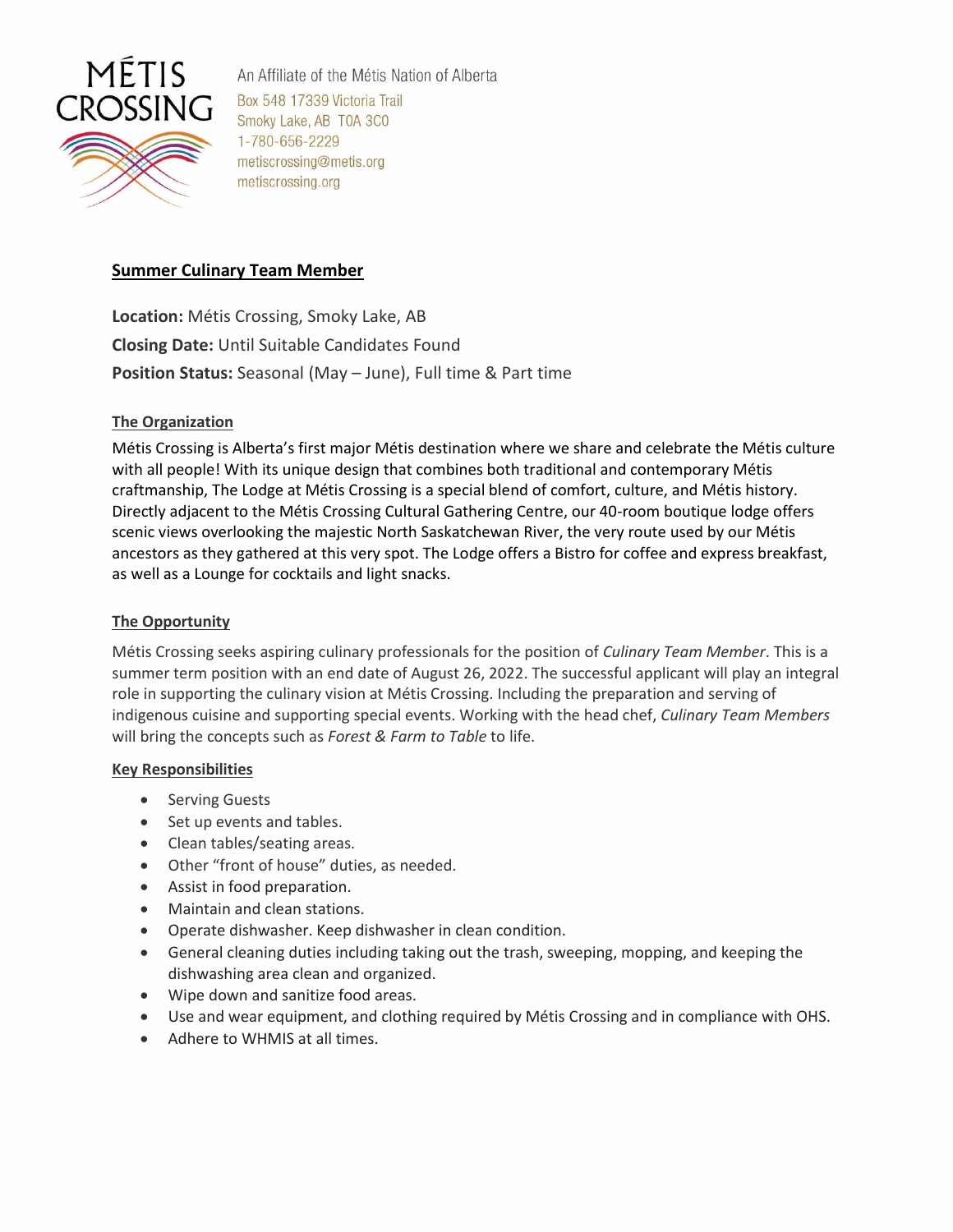MÉTIS CROSSING

An Affiliate of the Métis Nation of Alberta
Box 548 17339 Victoria Trail
Smoky Lake, AB T0A 3C0
1-780-656-2229
metiscrossing@metis.org
metiscrossing.org

## Summer Culinary Team Member

**Location:** Métis Crossing, Smoky Lake, AB

**Closing Date:** Until Suitable Candidates Found

**Position Status:** Seasonal (May – June), Full time & Part time

### The Organization

Métis Crossing is Alberta's first major Métis destination where we share and celebrate the Métis culture with all people! With its unique design that combines both traditional and contemporary Métis craftmanship, The Lodge at Métis Crossing is a special blend of comfort, culture, and Métis history. Directly adjacent to the Métis Crossing Cultural Gathering Centre, our 40-room boutique lodge offers scenic views overlooking the majestic North Saskatchewan River, the very route used by our Métis ancestors as they gathered at this very spot. The Lodge offers a Bistro for coffee and express breakfast, as well as a Lounge for cocktails and light snacks.

### The Opportunity

Métis Crossing seeks aspiring culinary professionals for the position of *Culinary Team Member*. This is a summer term position with an end date of August 26, 2022. The successful applicant will play an integral role in supporting the culinary vision at Métis Crossing. Including the preparation and serving of indigenous cuisine and supporting special events. Working with the head chef, *Culinary Team Members* will bring the concepts such as *Forest & Farm to Table* to life.

### Key Responsibilities

- Serving Guests
- Set up events and tables.
- Clean tables/seating areas.
- Other "front of house" duties, as needed.
- Assist in food preparation.
- Maintain and clean stations.
- Operate dishwasher. Keep dishwasher in clean condition.
- General cleaning duties including taking out the trash, sweeping, mopping, and keeping the dishwashing area clean and organized.
- Wipe down and sanitize food areas.
- Use and wear equipment, and clothing required by Métis Crossing and in compliance with OHS.
- Adhere to WHMIS at all times.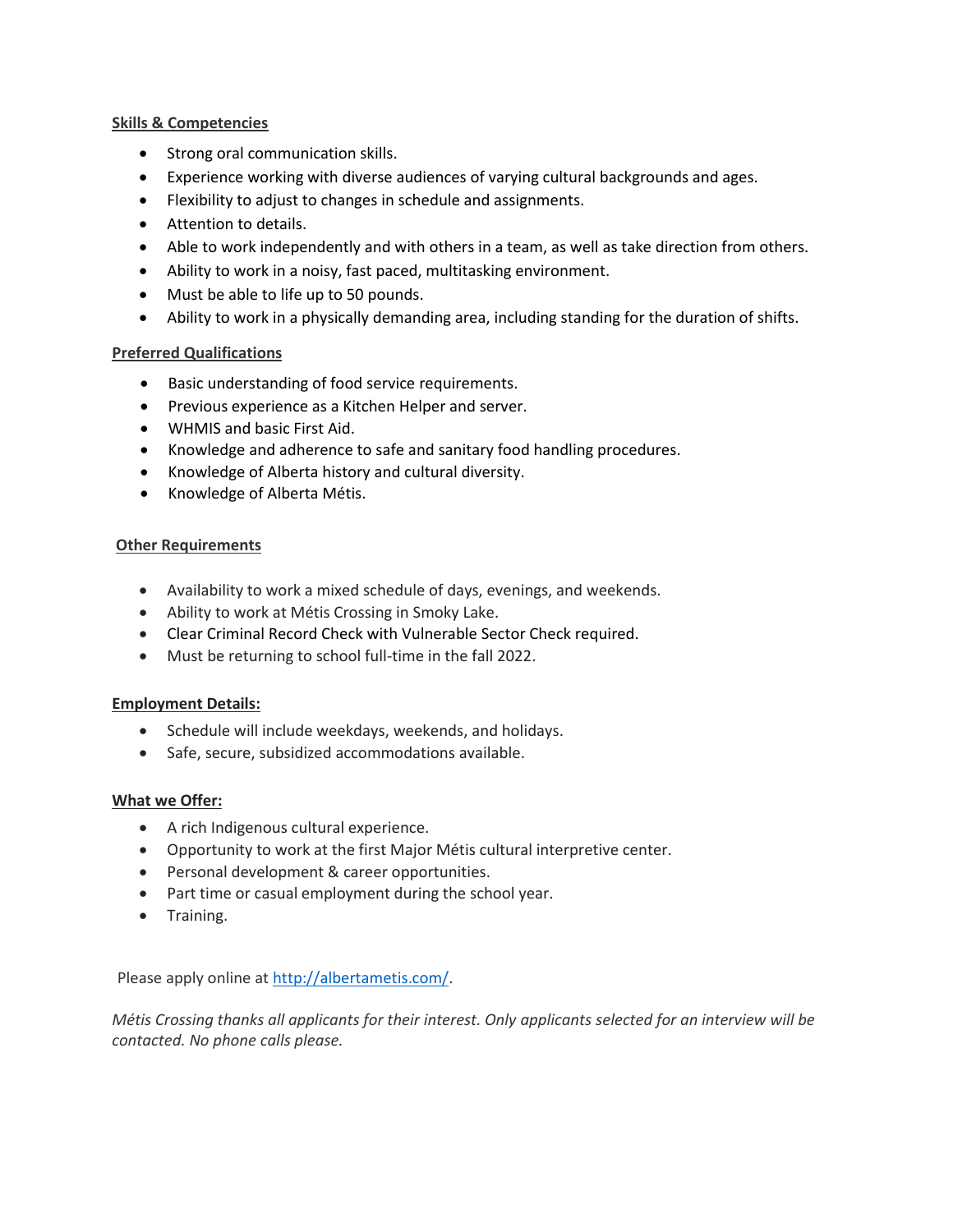**Skills & Competencies**

- Strong oral communication skills.
- Experience working with diverse audiences of varying cultural backgrounds and ages.
- Flexibility to adjust to changes in schedule and assignments.
- Attention to details.
- Able to work independently and with others in a team, as well as take direction from others.
- Ability to work in a noisy, fast paced, multitasking environment.
- Must be able to life up to 50 pounds.
- Ability to work in a physically demanding area, including standing for the duration of shifts.

**Preferred Qualifications**

- Basic understanding of food service requirements.
- Previous experience as a Kitchen Helper and server.
- WHMIS and basic First Aid.
- Knowledge and adherence to safe and sanitary food handling procedures.
- Knowledge of Alberta history and cultural diversity.
- Knowledge of Alberta Métis.

**Other Requirements**

- Availability to work a mixed schedule of days, evenings, and weekends.
- Ability to work at Métis Crossing in Smoky Lake.
- Clear Criminal Record Check with Vulnerable Sector Check required.
- Must be returning to school full-time in the fall 2022.

**Employment Details:**

- Schedule will include weekdays, weekends, and holidays.
- Safe, secure, subsidized accommodations available.

**What we Offer:**

- A rich Indigenous cultural experience.
- Opportunity to work at the first Major Métis cultural interpretive center.
- Personal development & career opportunities.
- Part time or casual employment during the school year.
- Training.

Please apply online at [http://albertametis.com/](http://albertametis.com/).

*Métis Crossing thanks all applicants for their interest. Only applicants selected for an interview will be contacted. No phone calls please.*